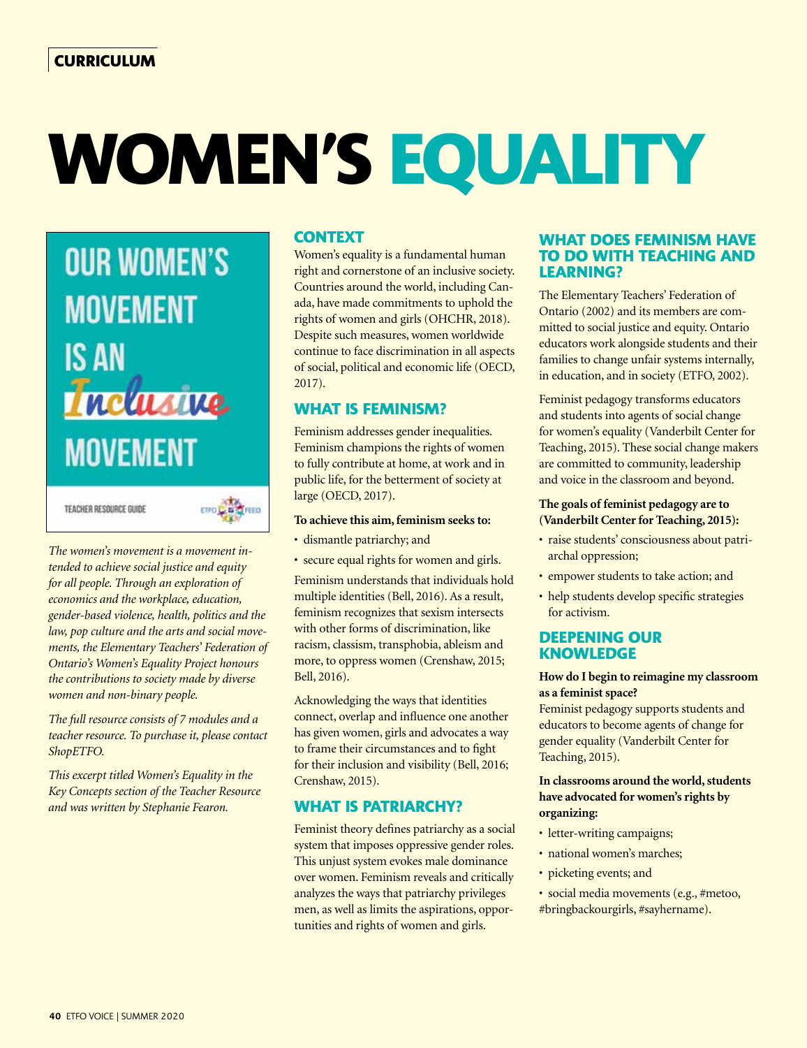CURRICULUM

# WOMEN'S EQUALITY

OUR WOMEN'S MOVEMENT IS AN *Inclusive* MOVEMENT

TEACHER RESOURCE GUIDE

*The women's movement is a movement intended to achieve social justice and equity for all people. Through an exploration of economics and the workplace, education, gender-based violence, health, politics and the law, pop culture and the arts and social movements, the Elementary Teachers' Federation of Ontario's Women's Equality Project honours the contributions to society made by diverse women and non-binary people.*

*The full resource consists of 7 modules and a teacher resource. To purchase it, please contact ShopETFO.*

*This excerpt titled Women's Equality in the Key Concepts section of the Teacher Resource and was written by Stephanie Fearon.*

## CONTEXT

Women's equality is a fundamental human right and cornerstone of an inclusive society. Countries around the world, including Canada, have made commitments to uphold the rights of women and girls (OHCHR, 2018). Despite such measures, women worldwide continue to face discrimination in all aspects of social, political and economic life (OECD, 2017).

## WHAT IS FEMINISM?

Feminism addresses gender inequalities. Feminism champions the rights of women to fully contribute at home, at work and in public life, for the betterment of society at large (OECD, 2017).

**To achieve this aim, feminism seeks to:**

- dismantle patriarchy; and
- secure equal rights for women and girls.

Feminism understands that individuals hold multiple identities (Bell, 2016). As a result, feminism recognizes that sexism intersects with other forms of discrimination, like racism, classism, transphobia, ableism and more, to oppress women (Crenshaw, 2015; Bell, 2016).

Acknowledging the ways that identities connect, overlap and influence one another has given women, girls and advocates a way to frame their circumstances and to fight for their inclusion and visibility (Bell, 2016; Crenshaw, 2015).

## WHAT IS PATRIARCHY?

Feminist theory defines patriarchy as a social system that imposes oppressive gender roles. This unjust system evokes male dominance over women. Feminism reveals and critically analyzes the ways that patriarchy privileges men, as well as limits the aspirations, opportunities and rights of women and girls.

## WHAT DOES FEMINISM HAVE TO DO WITH TEACHING AND LEARNING?

The Elementary Teachers' Federation of Ontario (2002) and its members are committed to social justice and equity. Ontario educators work alongside students and their families to change unfair systems internally, in education, and in society (ETFO, 2002).

Feminist pedagogy transforms educators and students into agents of social change for women's equality (Vanderbilt Center for Teaching, 2015). These social change makers are committed to community, leadership and voice in the classroom and beyond.

**The goals of feminist pedagogy are to (Vanderbilt Center for Teaching, 2015):**

- raise students' consciousness about patriarchal oppression;
- empower students to take action; and
- help students develop specific strategies for activism.

## DEEPENING OUR KNOWLEDGE

**How do I begin to reimagine my classroom as a feminist space?**

Feminist pedagogy supports students and educators to become agents of change for gender equality (Vanderbilt Center for Teaching, 2015).

**In classrooms around the world, students have advocated for women's rights by organizing:**

- letter-writing campaigns;
- national women's marches;
- picketing events; and
- social media movements (e.g., #metoo, #bringbackourgirls, #sayhername).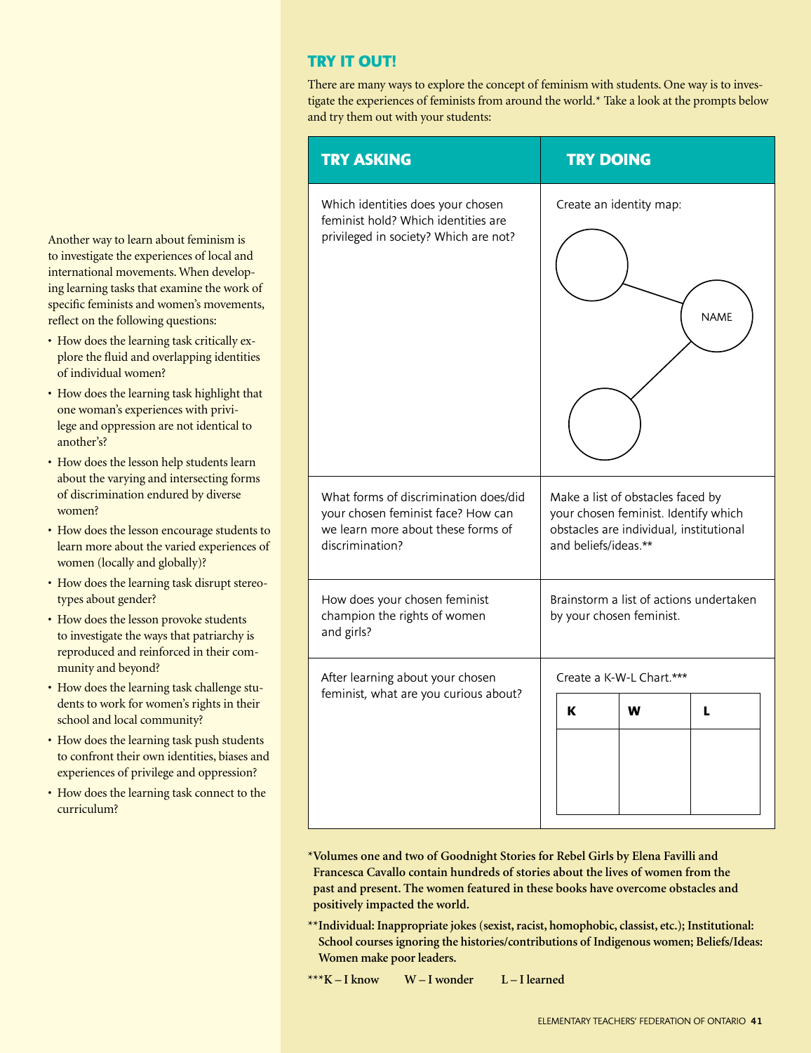Another way to learn about feminism is to investigate the experiences of local and international movements. When developing learning tasks that examine the work of specific feminists and women's movements, reflect on the following questions:

- How does the learning task critically explore the fluid and overlapping identities of individual women?
- How does the learning task highlight that one woman's experiences with privilege and oppression are not identical to another's?
- How does the lesson help students learn about the varying and intersecting forms of discrimination endured by diverse women?
- How does the lesson encourage students to learn more about the varied experiences of women (locally and globally)?
- How does the learning task disrupt stereotypes about gender?
- How does the lesson provoke students to investigate the ways that patriarchy is reproduced and reinforced in their community and beyond?
- How does the learning task challenge students to work for women's rights in their school and local community?
- How does the learning task push students to confront their own identities, biases and experiences of privilege and oppression?
- How does the learning task connect to the curriculum?

## TRY IT OUT!

There are many ways to explore the concept of feminism with students. One way is to investigate the experiences of feminists from around the world.* Take a look at the prompts below and try them out with your students:

| TRY ASKING | TRY DOING |
|---|---|
| Which identities does your chosen feminist hold? Which identities are privileged in society? Which are not? | Create an identity map: NAME |
| What forms of discrimination does/did your chosen feminist face? How can we learn more about these forms of discrimination? | Make a list of obstacles faced by your chosen feminist. Identify which obstacles are individual, institutional and beliefs/ideas.** |
| How does your chosen feminist champion the rights of women and girls? | Brainstorm a list of actions undertaken by your chosen feminist. |
| After learning about your chosen feminist, what are you curious about? | Create a K-W-L Chart.*** (K \| W \| L) |

**\*Volumes one and two of Goodnight Stories for Rebel Girls by Elena Favilli and Francesca Cavallo contain hundreds of stories about the lives of women from the past and present. The women featured in these books have overcome obstacles and positively impacted the world.**

**\*\*Individual: Inappropriate jokes (sexist, racist, homophobic, classist, etc.); Institutional: School courses ignoring the histories/contributions of Indigenous women; Beliefs/Ideas: Women make poor leaders.**

**\*\*\*K – I know W – I wonder L – I learned**